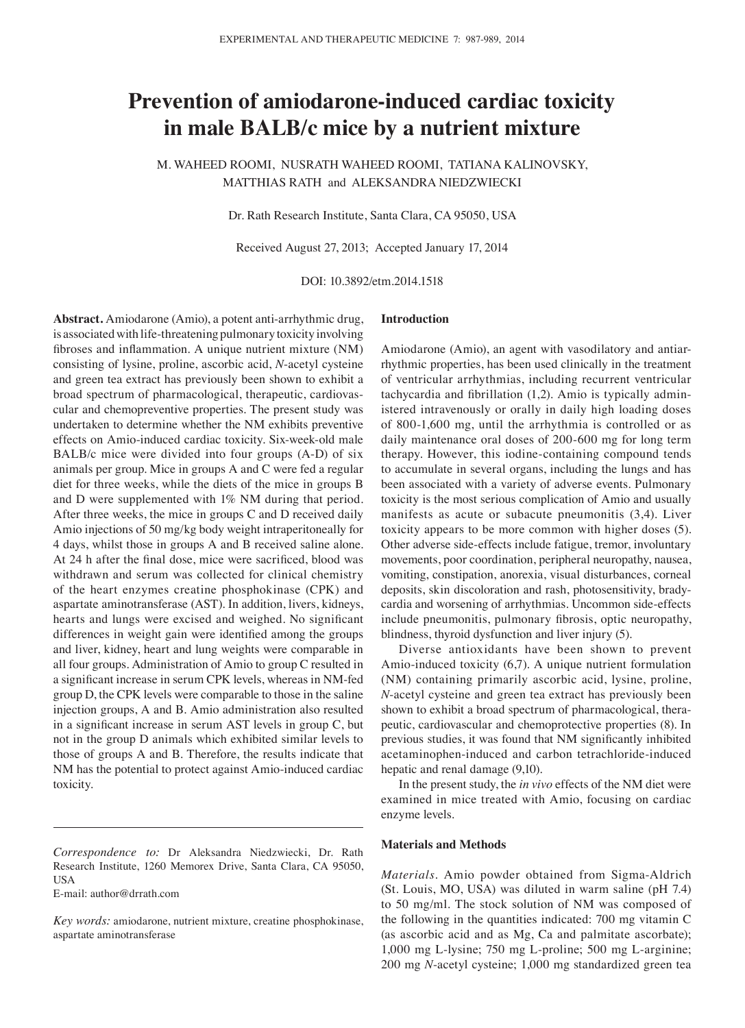# Prevention of amiodarone-induced cardiac toxicity in male BALB/c mice by a nutrient mixture

M. WAHEED ROOMI, NUSRATH WAHEED ROOMI, TATIANA KALINOVSKY, MATTHIAS RATH and ALEKSANDRA NIEDZWIECKI

Dr. Rath Research Institute, Santa Clara, CA 95050, USA

Received August 27, 2013; Accepted January 17, 2014

DOI: 10.3892/etm.2014.1518

**Abstract.** Amiodarone (Amio), a potent anti-arrhythmic drug, is associated with life-threatening pulmonary toxicity involving fibroses and inflammation. A unique nutrient mixture (NM) consisting of lysine, proline, ascorbic acid, *N*-acetyl cysteine and green tea extract has previously been shown to exhibit a broad spectrum of pharmacological, therapeutic, cardiovascular and chemopreventive properties. The present study was undertaken to determine whether the NM exhibits preventive effects on Amio-induced cardiac toxicity. Six-week-old male BALB/c mice were divided into four groups (A-D) of six animals per group. Mice in groups A and C were fed a regular diet for three weeks, while the diets of the mice in groups B and D were supplemented with 1% NM during that period. After three weeks, the mice in groups C and D received daily Amio injections of 50 mg/kg body weight intraperitoneally for 4 days, whilst those in groups A and B received saline alone. At 24 h after the final dose, mice were sacrificed, blood was withdrawn and serum was collected for clinical chemistry of the heart enzymes creatine phosphokinase (CPK) and aspartate aminotransferase (AST). In addition, livers, kidneys, hearts and lungs were excised and weighed. No significant differences in weight gain were identified among the groups and liver, kidney, heart and lung weights were comparable in all four groups. Administration of Amio to group C resulted in a significant increase in serum CPK levels, whereas in NM-fed group D, the CPK levels were comparable to those in the saline injection groups, A and B. Amio administration also resulted in a significant increase in serum AST levels in group C, but not in the group D animals which exhibited similar levels to those of groups A and B. Therefore, the results indicate that NM has the potential to protect against Amio-induced cardiac toxicity.

*Correspondence to:* Dr Aleksandra Niedzwiecki, Dr. Rath Research Institute, 1260 Memorex Drive, Santa Clara, CA 95050, USA
E-mail: author@drrath.com

*Key words:* amiodarone, nutrient mixture, creatine phosphokinase, aspartate aminotransferase

## Introduction

Amiodarone (Amio), an agent with vasodilatory and antiarrhythmic properties, has been used clinically in the treatment of ventricular arrhythmias, including recurrent ventricular tachycardia and fibrillation (1,2). Amio is typically administered intravenously or orally in daily high loading doses of 800-1,600 mg, until the arrhythmia is controlled or as daily maintenance oral doses of 200-600 mg for long term therapy. However, this iodine-containing compound tends to accumulate in several organs, including the lungs and has been associated with a variety of adverse events. Pulmonary toxicity is the most serious complication of Amio and usually manifests as acute or subacute pneumonitis (3,4). Liver toxicity appears to be more common with higher doses (5). Other adverse side-effects include fatigue, tremor, involuntary movements, poor coordination, peripheral neuropathy, nausea, vomiting, constipation, anorexia, visual disturbances, corneal deposits, skin discoloration and rash, photosensitivity, bradycardia and worsening of arrhythmias. Uncommon side-effects include pneumonitis, pulmonary fibrosis, optic neuropathy, blindness, thyroid dysfunction and liver injury (5).

Diverse antioxidants have been shown to prevent Amio-induced toxicity (6,7). A unique nutrient formulation (NM) containing primarily ascorbic acid, lysine, proline, *N*-acetyl cysteine and green tea extract has previously been shown to exhibit a broad spectrum of pharmacological, therapeutic, cardiovascular and chemoprotective properties (8). In previous studies, it was found that NM significantly inhibited acetaminophen-induced and carbon tetrachloride-induced hepatic and renal damage (9,10).

In the present study, the *in vivo* effects of the NM diet were examined in mice treated with Amio, focusing on cardiac enzyme levels.

## Materials and Methods

*Materials.* Amio powder obtained from Sigma-Aldrich (St. Louis, MO, USA) was diluted in warm saline (pH 7.4) to 50 mg/ml. The stock solution of NM was composed of the following in the quantities indicated: 700 mg vitamin C (as ascorbic acid and as Mg, Ca and palmitate ascorbate); 1,000 mg L-lysine; 750 mg L-proline; 500 mg L-arginine; 200 mg *N*-acetyl cysteine; 1,000 mg standardized green tea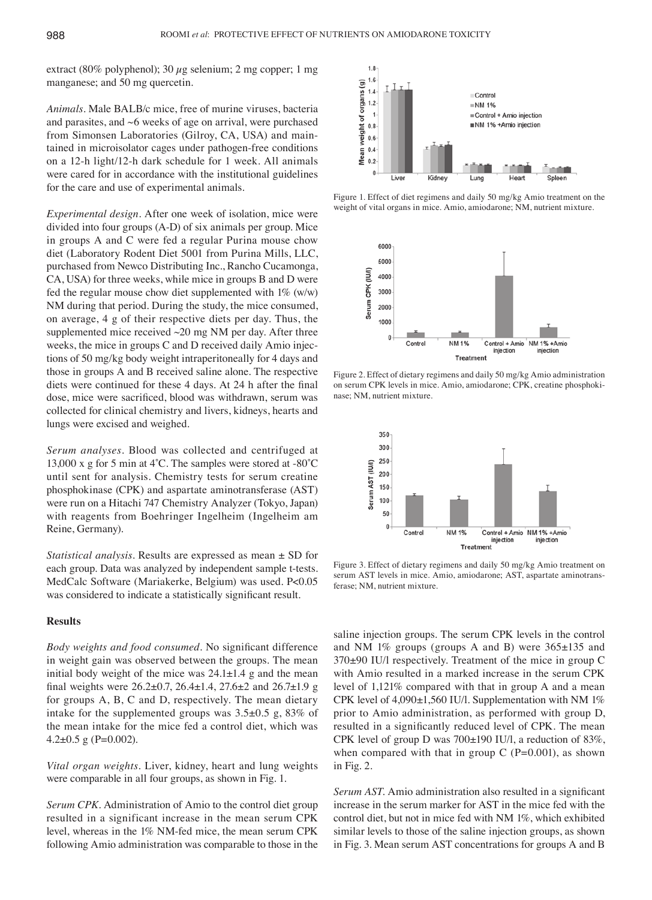extract (80% polyphenol); 30 $\mu$g selenium; 2 mg copper; 1 mg manganese; and 50 mg quercetin.

*Animals.* Male BALB/c mice, free of murine viruses, bacteria and parasites, and ~6 weeks of age on arrival, were purchased from Simonsen Laboratories (Gilroy, CA, USA) and maintained in microisolator cages under pathogen-free conditions on a 12-h light/12-h dark schedule for 1 week. All animals were cared for in accordance with the institutional guidelines for the care and use of experimental animals.

*Experimental design.* After one week of isolation, mice were divided into four groups (A-D) of six animals per group. Mice in groups A and C were fed a regular Purina mouse chow diet (Laboratory Rodent Diet 5001 from Purina Mills, LLC, purchased from Newco Distributing Inc., Rancho Cucamonga, CA, USA) for three weeks, while mice in groups B and D were fed the regular mouse chow diet supplemented with 1% (w/w) NM during that period. During the study, the mice consumed, on average, 4 g of their respective diets per day. Thus, the supplemented mice received ~20 mg NM per day. After three weeks, the mice in groups C and D received daily Amio injections of 50 mg/kg body weight intraperitoneally for 4 days and those in groups A and B received saline alone. The respective diets were continued for these 4 days. At 24 h after the final dose, mice were sacrificed, blood was withdrawn, serum was collected for clinical chemistry and livers, kidneys, hearts and lungs were excised and weighed.

*Serum analyses.* Blood was collected and centrifuged at 13,000 x g for 5 min at 4˚C. The samples were stored at -80˚C until sent for analysis. Chemistry tests for serum creatine phosphokinase (CPK) and aspartate aminotransferase (AST) were run on a Hitachi 747 Chemistry Analyzer (Tokyo, Japan) with reagents from Boehringer Ingelheim (Ingelheim am Reine, Germany).

*Statistical analysis.* Results are expressed as mean ± SD for each group. Data was analyzed by independent sample t-tests. MedCalc Software (Mariakerke, Belgium) was used. $P<0.05$ was considered to indicate a statistically significant result.

## Results

*Body weights and food consumed.* No significant difference in weight gain was observed between the groups. The mean initial body weight of the mice was 24.1±1.4 g and the mean final weights were 26.2±0.7, 26.4±1.4, 27.6±2 and 26.7±1.9 g for groups A, B, C and D, respectively. The mean dietary intake for the supplemented groups was 3.5±0.5 g, 83% of the mean intake for the mice fed a control diet, which was 4.2±0.5 g (P=0.002).

*Vital organ weights.* Liver, kidney, heart and lung weights were comparable in all four groups, as shown in Fig. 1.

*Serum CPK.* Administration of Amio to the control diet group resulted in a significant increase in the mean serum CPK level, whereas in the 1% NM-fed mice, the mean serum CPK following Amio administration was comparable to those in the saline injection groups. The serum CPK levels in the control and NM 1% groups (groups A and B) were 365±135 and 370±90 IU/l respectively. Treatment of the mice in group C with Amio resulted in a marked increase in the serum CPK level of 1,121% compared with that in group A and a mean CPK level of 4,090±1,560 IU/l. Supplementation with NM 1% prior to Amio administration, as performed with group D, resulted in a significantly reduced level of CPK. The mean CPK level of group D was 700±190 IU/l, a reduction of 83%, when compared with that in group C (P=0.001), as shown in Fig. 2.

*Serum AST.* Amio administration also resulted in a significant increase in the serum marker for AST in the mice fed with the control diet, but not in mice fed with NM 1%, which exhibited similar levels to those of the saline injection groups, as shown in Fig. 3. Mean serum AST concentrations for groups A and B

Mean weight of organs (g)
1.8
1.6
1.4
1.2
1
0.8
0.6
0.4
0.2
0
Liver
Kidney
Lung
Heart
Spleen
Control
NM 1%
Control + Amio injection
NM 1% +Amio injection

Figure 1. Effect of diet regimens and daily 50 mg/kg Amio treatment on the weight of vital organs in mice. Amio, amiodarone; NM, nutrient mixture.

Serum CPK (IU/l)
6000
5000
4000
3000
2000
1000
0
Control
NM 1%
Control + Amio injection
NM 1% +Amio injection
Treatment

Figure 2. Effect of dietary regimens and daily 50 mg/kg Amio administration on serum CPK levels in mice. Amio, amiodarone; CPK, creatine phosphokinase; NM, nutrient mixture.

Serum AST (IU/l)
350
300
250
200
150
100
50
0
Control
NM 1%
Control + Amio injection
NM 1% +Amio injection
Treatment

Figure 3. Effect of dietary regimens and daily 50 mg/kg Amio treatment on serum AST levels in mice. Amio, amiodarone; AST, aspartate aminotransferase; NM, nutrient mixture.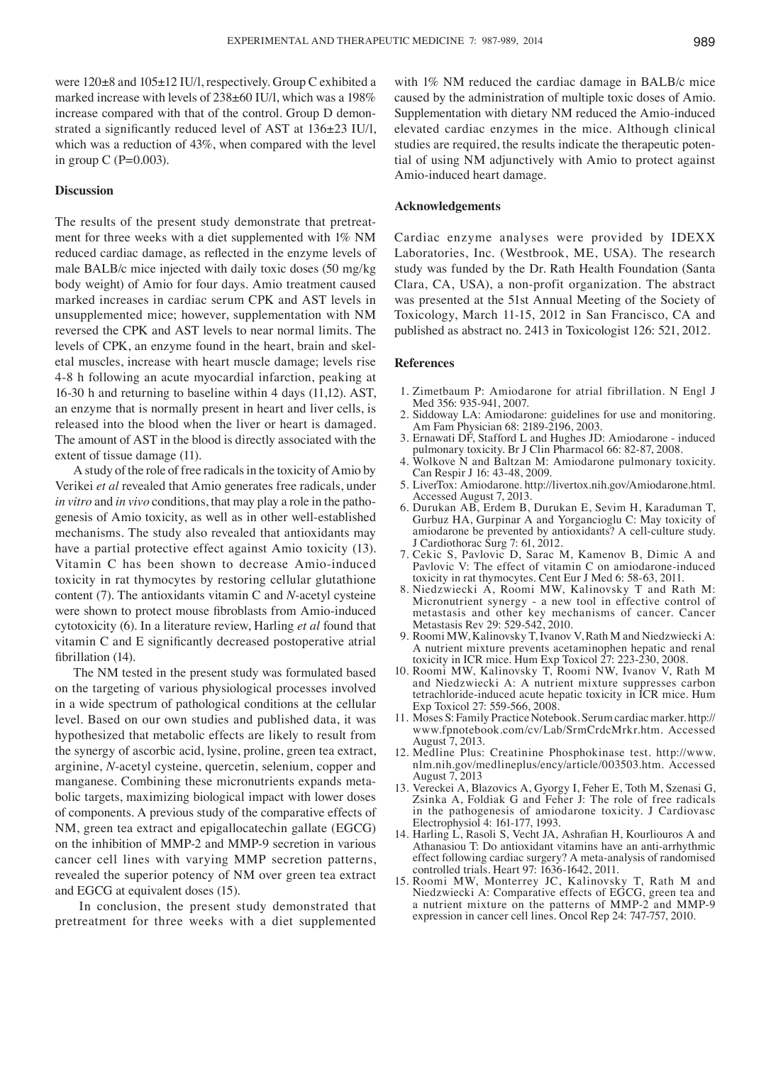were 120±8 and 105±12 IU/l, respectively. Group C exhibited a marked increase with levels of 238±60 IU/l, which was a 198% increase compared with that of the control. Group D demonstrated a significantly reduced level of AST at 136±23 IU/l, which was a reduction of 43%, when compared with the level in group C (P=0.003).

## Discussion

The results of the present study demonstrate that pretreatment for three weeks with a diet supplemented with 1% NM reduced cardiac damage, as reflected in the enzyme levels of male BALB/c mice injected with daily toxic doses (50 mg/kg body weight) of Amio for four days. Amio treatment caused marked increases in cardiac serum CPK and AST levels in unsupplemented mice; however, supplementation with NM reversed the CPK and AST levels to near normal limits. The levels of CPK, an enzyme found in the heart, brain and skeletal muscles, increase with heart muscle damage; levels rise 4-8 h following an acute myocardial infarction, peaking at 16-30 h and returning to baseline within 4 days (11,12). AST, an enzyme that is normally present in heart and liver cells, is released into the blood when the liver or heart is damaged. The amount of AST in the blood is directly associated with the extent of tissue damage (11).

A study of the role of free radicals in the toxicity of Amio by Verikei *et al* revealed that Amio generates free radicals, under *in vitro* and *in vivo* conditions, that may play a role in the pathogenesis of Amio toxicity, as well as in other well-established mechanisms. The study also revealed that antioxidants may have a partial protective effect against Amio toxicity (13). Vitamin C has been shown to decrease Amio-induced toxicity in rat thymocytes by restoring cellular glutathione content (7). The antioxidants vitamin C and *N*-acetyl cysteine were shown to protect mouse fibroblasts from Amio-induced cytotoxicity (6). In a literature review, Harling *et al* found that vitamin C and E significantly decreased postoperative atrial fibrillation (14).

The NM tested in the present study was formulated based on the targeting of various physiological processes involved in a wide spectrum of pathological conditions at the cellular level. Based on our own studies and published data, it was hypothesized that metabolic effects are likely to result from the synergy of ascorbic acid, lysine, proline, green tea extract, arginine, *N*-acetyl cysteine, quercetin, selenium, copper and manganese. Combining these micronutrients expands metabolic targets, maximizing biological impact with lower doses of components. A previous study of the comparative effects of NM, green tea extract and epigallocatechin gallate (EGCG) on the inhibition of MMP-2 and MMP-9 secretion in various cancer cell lines with varying MMP secretion patterns, revealed the superior potency of NM over green tea extract and EGCG at equivalent doses (15).

In conclusion, the present study demonstrated that pretreatment for three weeks with a diet supplemented with 1% NM reduced the cardiac damage in BALB/c mice caused by the administration of multiple toxic doses of Amio. Supplementation with dietary NM reduced the Amio-induced elevated cardiac enzymes in the mice. Although clinical studies are required, the results indicate the therapeutic potential of using NM adjunctively with Amio to protect against Amio-induced heart damage.

## Acknowledgements

Cardiac enzyme analyses were provided by IDEXX Laboratories, Inc. (Westbrook, ME, USA). The research study was funded by the Dr. Rath Health Foundation (Santa Clara, CA, USA), a non-profit organization. The abstract was presented at the 51st Annual Meeting of the Society of Toxicology, March 11-15, 2012 in San Francisco, CA and published as abstract no. 2413 in Toxicologist 126: 521, 2012.

## References

1. Zimetbaum P: Amiodarone for atrial fibrillation. N Engl J Med 356: 935-941, 2007.
2. Siddoway LA: Amiodarone: guidelines for use and monitoring. Am Fam Physician 68: 2189-2196, 2003.
3. Ernawati DF, Stafford L and Hughes JD: Amiodarone - induced pulmonary toxicity. Br J Clin Pharmacol 66: 82-87, 2008.
4. Wolkove N and Baltzan M: Amiodarone pulmonary toxicity. Can Respir J 16: 43-48, 2009.
5. LiverTox: Amiodarone. http://livertox.nih.gov/Amiodarone.html. Accessed August 7, 2013.
6. Durukan AB, Erdem B, Durukan E, Sevim H, Karaduman T, Gurbuz HA, Gurpinar A and Yorgancioglu C: May toxicity of amiodarone be prevented by antioxidants? A cell-culture study. J Cardiothorac Surg 7: 61, 2012.
7. Cekic S, Pavlovic D, Sarac M, Kamenov B, Dimic A and Pavlovic V: The effect of vitamin C on amiodarone-induced toxicity in rat thymocytes. Cent Eur J Med 6: 58-63, 2011.
8. Niedzwiecki A, Roomi MW, Kalinovsky T and Rath M: Micronutrient synergy - a new tool in effective control of metastasis and other key mechanisms of cancer. Cancer Metastasis Rev 29: 529-542, 2010.
9. Roomi MW, Kalinovsky T, Ivanov V, Rath M and Niedzwiecki A: A nutrient mixture prevents acetaminophen hepatic and renal toxicity in ICR mice. Hum Exp Toxicol 27: 223-230, 2008.
10. Roomi MW, Kalinovsky T, Roomi NW, Ivanov V, Rath M and Niedzwiecki A: A nutrient mixture suppresses carbon tetrachloride-induced acute hepatic toxicity in ICR mice. Hum Exp Toxicol 27: 559-566, 2008.
11. Moses S: Family Practice Notebook. Serum cardiac marker. http://www.fpnotebook.com/cv/Lab/SrmCrdcMrkr.htm. Accessed August 7, 2013.
12. Medline Plus: Creatinine Phosphokinase test. http://www.nlm.nih.gov/medlineplus/ency/article/003503.htm. Accessed August 7, 2013
13. Vereckei A, Blazovics A, Gyorgy I, Feher E, Toth M, Szenasi G, Zsinka A, Foldiak G and Feher J: The role of free radicals in the pathogenesis of amiodarone toxicity. J Cardiovasc Electrophysiol 4: 161-177, 1993.
14. Harling L, Rasoli S, Vecht JA, Ashrafian H, Kourliouros A and Athanasiou T: Do antioxidant vitamins have an anti-arrhythmic effect following cardiac surgery? A meta-analysis of randomised controlled trials. Heart 97: 1636-1642, 2011.
15. Roomi MW, Monterrey JC, Kalinovsky T, Rath M and Niedzwiecki A: Comparative effects of EGCG, green tea and a nutrient mixture on the patterns of MMP-2 and MMP-9 expression in cancer cell lines. Oncol Rep 24: 747-757, 2010.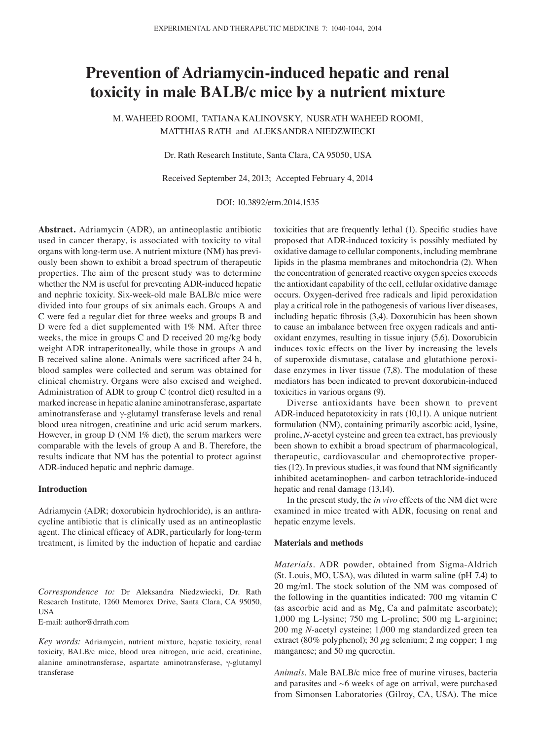# Prevention of Adriamycin-induced hepatic and renal toxicity in male BALB/c mice by a nutrient mixture

M. WAHEED ROOMI, TATIANA KALINOVSKY, NUSRATH WAHEED ROOMI, MATTHIAS RATH and ALEKSANDRA NIEDZWIECKI

Dr. Rath Research Institute, Santa Clara, CA 95050, USA

Received September 24, 2013; Accepted February 4, 2014

DOI: 10.3892/etm.2014.1535

**Abstract.** Adriamycin (ADR), an antineoplastic antibiotic used in cancer therapy, is associated with toxicity to vital organs with long-term use. A nutrient mixture (NM) has previously been shown to exhibit a broad spectrum of therapeutic properties. The aim of the present study was to determine whether the NM is useful for preventing ADR-induced hepatic and nephric toxicity. Six-week-old male BALB/c mice were divided into four groups of six animals each. Groups A and C were fed a regular diet for three weeks and groups B and D were fed a diet supplemented with 1% NM. After three weeks, the mice in groups C and D received 20 mg/kg body weight ADR intraperitoneally, while those in groups A and B received saline alone. Animals were sacrificed after 24 h, blood samples were collected and serum was obtained for clinical chemistry. Organs were also excised and weighed. Administration of ADR to group C (control diet) resulted in a marked increase in hepatic alanine aminotransferase, aspartate aminotransferase and γ-glutamyl transferase levels and renal blood urea nitrogen, creatinine and uric acid serum markers. However, in group D (NM 1% diet), the serum markers were comparable with the levels of group A and B. Therefore, the results indicate that NM has the potential to protect against ADR-induced hepatic and nephric damage.

## Introduction

Adriamycin (ADR; doxorubicin hydrochloride), is an anthracycline antibiotic that is clinically used as an antineoplastic agent. The clinical efficacy of ADR, particularly for long-term treatment, is limited by the induction of hepatic and cardiac toxicities that are frequently lethal (1). Specific studies have proposed that ADR-induced toxicity is possibly mediated by oxidative damage to cellular components, including membrane lipids in the plasma membranes and mitochondria (2). When the concentration of generated reactive oxygen species exceeds the antioxidant capability of the cell, cellular oxidative damage occurs. Oxygen-derived free radicals and lipid peroxidation play a critical role in the pathogenesis of various liver diseases, including hepatic fibrosis (3,4). Doxorubicin has been shown to cause an imbalance between free oxygen radicals and antioxidant enzymes, resulting in tissue injury (5,6). Doxorubicin induces toxic effects on the liver by increasing the levels of superoxide dismutase, catalase and glutathione peroxidase enzymes in liver tissue (7,8). The modulation of these mediators has been indicated to prevent doxorubicin-induced toxicities in various organs (9).

Diverse antioxidants have been shown to prevent ADR-induced hepatotoxicity in rats (10,11). A unique nutrient formulation (NM), containing primarily ascorbic acid, lysine, proline, *N*-acetyl cysteine and green tea extract, has previously been shown to exhibit a broad spectrum of pharmacological, therapeutic, cardiovascular and chemoprotective properties (12). In previous studies, it was found that NM significantly inhibited acetaminophen- and carbon tetrachloride-induced hepatic and renal damage (13,14).

In the present study, the *in vivo* effects of the NM diet were examined in mice treated with ADR, focusing on renal and hepatic enzyme levels.

## Materials and methods

*Materials.* ADR powder, obtained from Sigma-Aldrich (St. Louis, MO, USA), was diluted in warm saline (pH 7.4) to 20 mg/ml. The stock solution of the NM was composed of the following in the quantities indicated: 700 mg vitamin C (as ascorbic acid and as Mg, Ca and palmitate ascorbate); 1,000 mg L-lysine; 750 mg L-proline; 500 mg L-arginine; 200 mg *N*-acetyl cysteine; 1,000 mg standardized green tea extract (80% polyphenol); 30 μg selenium; 2 mg copper; 1 mg manganese; and 50 mg quercetin.

*Animals.* Male BALB/c mice free of murine viruses, bacteria and parasites and ~6 weeks of age on arrival, were purchased from Simonsen Laboratories (Gilroy, CA, USA). The mice

---

*Correspondence to:* Dr Aleksandra Niedzwiecki, Dr. Rath Research Institute, 1260 Memorex Drive, Santa Clara, CA 95050, USA
E-mail: author@drrath.com

*Key words:* Adriamycin, nutrient mixture, hepatic toxicity, renal toxicity, BALB/c mice, blood urea nitrogen, uric acid, creatinine, alanine aminotransferase, aspartate aminotransferase, γ-glutamyl transferase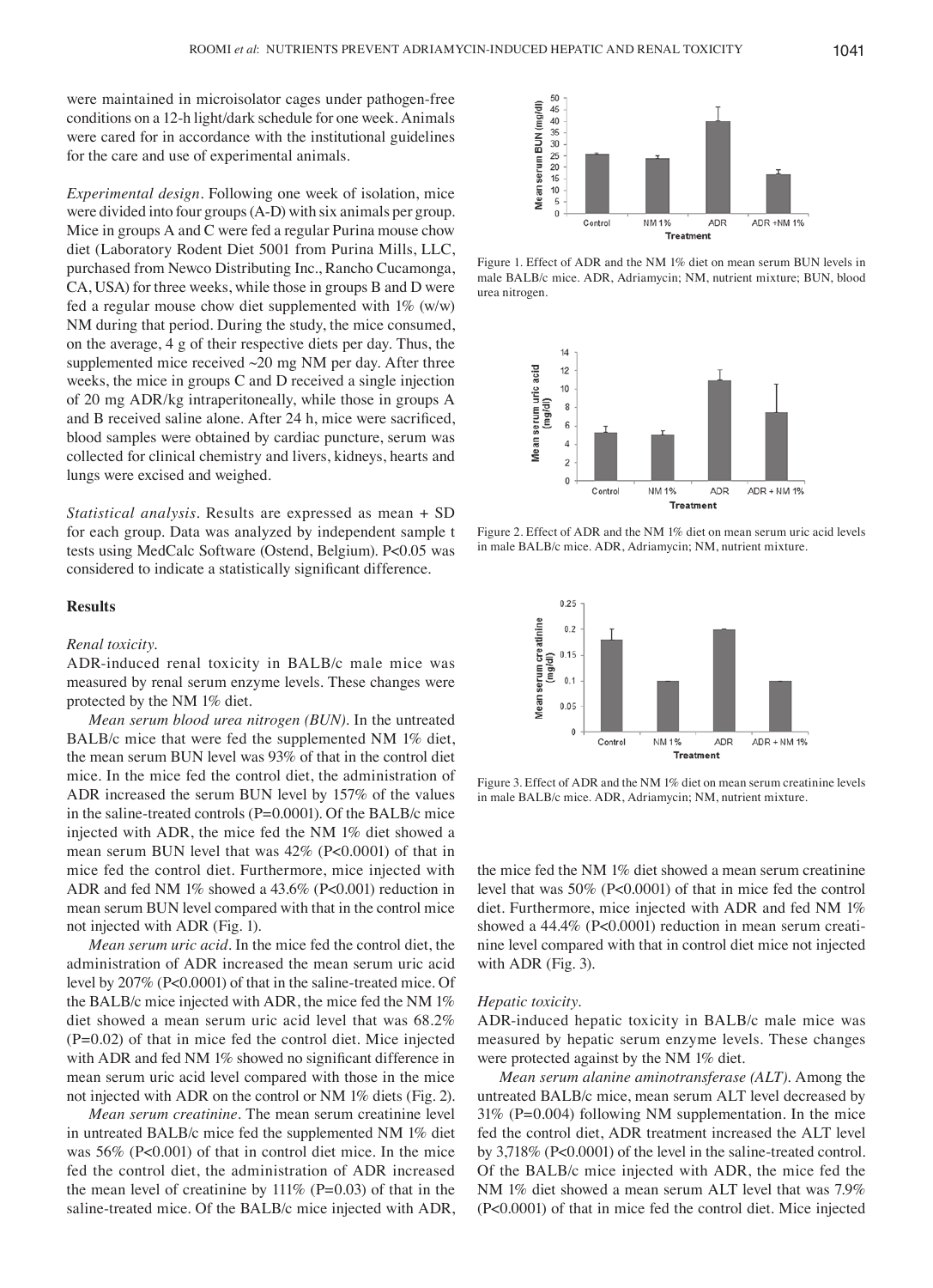were maintained in microisolator cages under pathogen-free conditions on a 12-h light/dark schedule for one week. Animals were cared for in accordance with the institutional guidelines for the care and use of experimental animals.

*Experimental design.* Following one week of isolation, mice were divided into four groups (A-D) with six animals per group. Mice in groups A and C were fed a regular Purina mouse chow diet (Laboratory Rodent Diet 5001 from Purina Mills, LLC, purchased from Newco Distributing Inc., Rancho Cucamonga, CA, USA) for three weeks, while those in groups B and D were fed a regular mouse chow diet supplemented with 1% (w/w) NM during that period. During the study, the mice consumed, on the average, 4 g of their respective diets per day. Thus, the supplemented mice received ~20 mg NM per day. After three weeks, the mice in groups C and D received a single injection of 20 mg ADR/kg intraperitoneally, while those in groups A and B received saline alone. After 24 h, mice were sacrificed, blood samples were obtained by cardiac puncture, serum was collected for clinical chemistry and livers, kidneys, hearts and lungs were excised and weighed.

*Statistical analysis.* Results are expressed as mean + SD for each group. Data was analyzed by independent sample t tests using MedCalc Software (Ostend, Belgium). P<0.05 was considered to indicate a statistically significant difference.

## Results

*Renal toxicity.*
ADR-induced renal toxicity in BALB/c male mice was measured by renal serum enzyme levels. These changes were protected by the NM 1% diet.

*Mean serum blood urea nitrogen (BUN).* In the untreated BALB/c mice that were fed the supplemented NM 1% diet, the mean serum BUN level was 93% of that in the control diet mice. In the mice fed the control diet, the administration of ADR increased the serum BUN level by 157% of the values in the saline-treated controls (P=0.0001). Of the BALB/c mice injected with ADR, the mice fed the NM 1% diet showed a mean serum BUN level that was 42% (P<0.0001) of that in mice fed the control diet. Furthermore, mice injected with ADR and fed NM 1% showed a 43.6% (P<0.001) reduction in mean serum BUN level compared with that in the control mice not injected with ADR (Fig. 1).

*Mean serum uric acid.* In the mice fed the control diet, the administration of ADR increased the mean serum uric acid level by 207% (P<0.0001) of that in the saline-treated mice. Of the BALB/c mice injected with ADR, the mice fed the NM 1% diet showed a mean serum uric acid level that was 68.2% (P=0.02) of that in mice fed the control diet. Mice injected with ADR and fed NM 1% showed no significant difference in mean serum uric acid level compared with those in the mice not injected with ADR on the control or NM 1% diets (Fig. 2).

*Mean serum creatinine.* The mean serum creatinine level in untreated BALB/c mice fed the supplemented NM 1% diet was 56% (P<0.001) of that in control diet mice. In the mice fed the control diet, the administration of ADR increased the mean level of creatinine by 111% (P=0.03) of that in the saline-treated mice. Of the BALB/c mice injected with ADR, the mice fed the NM 1% diet showed a mean serum creatinine level that was 50% (P<0.0001) of that in mice fed the control diet. Furthermore, mice injected with ADR and fed NM 1% showed a 44.4% (P<0.0001) reduction in mean serum creatinine level compared with that in control diet mice not injected with ADR (Fig. 3).

Mean serum BUN (mg/dl)
50
45
40
35
30
25
20
15
10
5
0
Control
NM 1%
ADR
ADR +NM 1%
Treatment

Figure 1. Effect of ADR and the NM 1% diet on mean serum BUN levels in male BALB/c mice. ADR, Adriamycin; NM, nutrient mixture; BUN, blood urea nitrogen.

Mean serum uric acid (mg/dl)
14
12
10
8
6
4
2
0
Control
NM 1%
ADR
ADR + NM 1%
Treatment

Figure 2. Effect of ADR and the NM 1% diet on mean serum uric acid levels in male BALB/c mice. ADR, Adriamycin; NM, nutrient mixture.

Mean serum creatinine (mg/dl)
0.25
0.2
0.15
0.1
0.05
0
Control
NM 1%
ADR
ADR + NM 1%
Treatment

Figure 3. Effect of ADR and the NM 1% diet on mean serum creatinine levels in male BALB/c mice. ADR, Adriamycin; NM, nutrient mixture.

*Hepatic toxicity.*
ADR-induced hepatic toxicity in BALB/c male mice was measured by hepatic serum enzyme levels. These changes were protected against by the NM 1% diet.

*Mean serum alanine aminotransferase (ALT).* Among the untreated BALB/c mice, mean serum ALT level decreased by 31% (P=0.004) following NM supplementation. In the mice fed the control diet, ADR treatment increased the ALT level by 3,718% (P<0.0001) of the level in the saline-treated control. Of the BALB/c mice injected with ADR, the mice fed the NM 1% diet showed a mean serum ALT level that was 7.9% (P<0.0001) of that in mice fed the control diet. Mice injected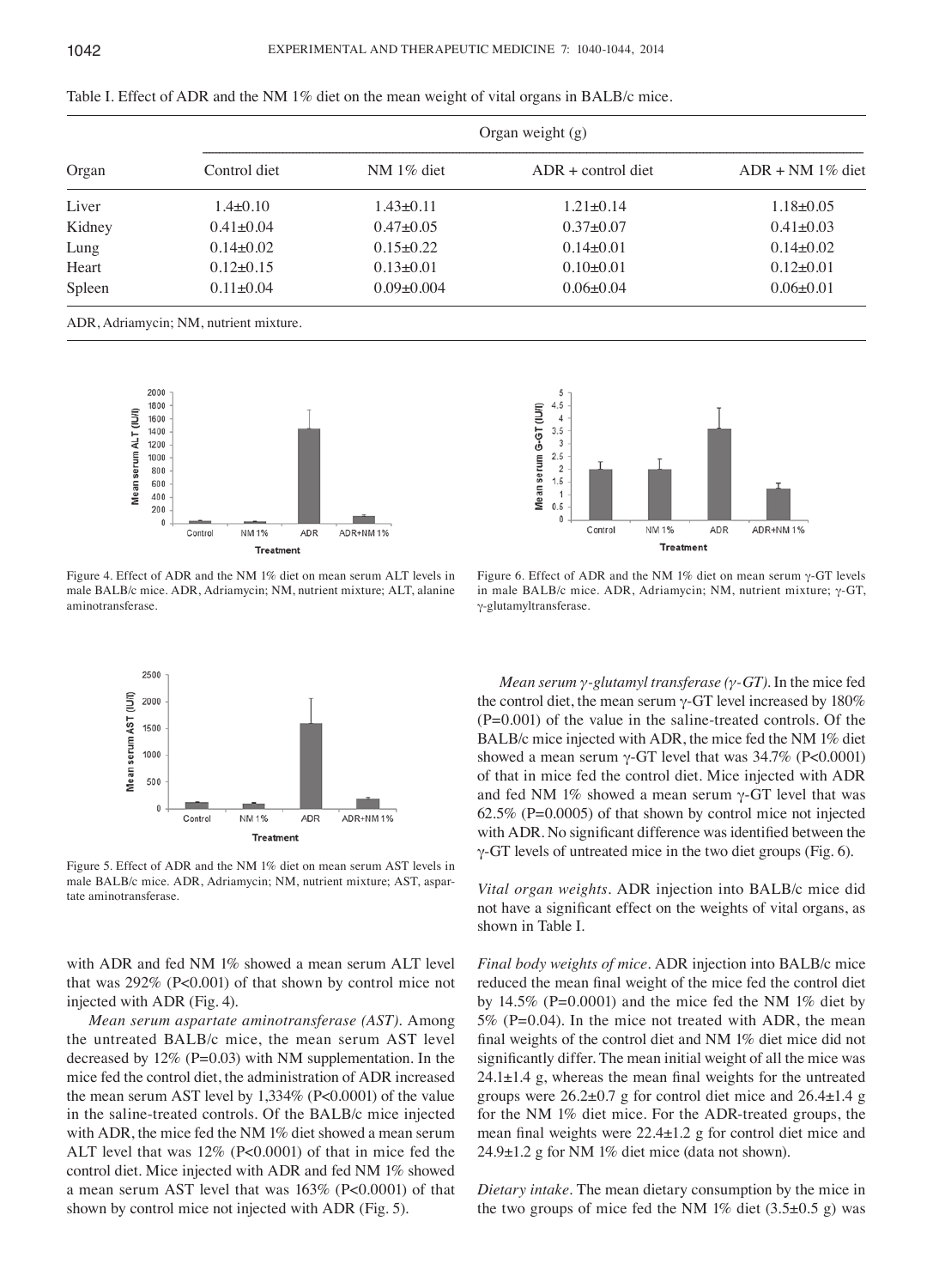Table I. Effect of ADR and the NM 1% diet on the mean weight of vital organs in BALB/c mice.

| Organ | Organ weight (g) | | | |
|---|---|---|---|---|
| | Control diet | NM 1% diet | ADR + control diet | ADR + NM 1% diet |
| Liver | 1.4±0.10 | 1.43±0.11 | 1.21±0.14 | 1.18±0.05 |
| Kidney | 0.41±0.04 | 0.47±0.05 | 0.37±0.07 | 0.41±0.03 |
| Lung | 0.14±0.02 | 0.15±0.22 | 0.14±0.01 | 0.14±0.02 |
| Heart | 0.12±0.15 | 0.13±0.01 | 0.10±0.01 | 0.12±0.01 |
| Spleen | 0.11±0.04 | 0.09±0.004 | 0.06±0.04 | 0.06±0.01 |

ADR, Adriamycin; NM, nutrient mixture.

Mean serum ALT (IU/l)
2000
1800
1600
1400
1200
1000
800
600
400
200
0
Control
NM 1%
ADR
ADR+NM 1%
Treatment

Figure 4. Effect of ADR and the NM 1% diet on mean serum ALT levels in male BALB/c mice. ADR, Adriamycin; NM, nutrient mixture; ALT, alanine aminotransferase.

Mean serum AST (IU/l)
2500
2000
1500
1000
500
0
Control
NM 1%
ADR
ADR+NM 1%
Treatment

Figure 5. Effect of ADR and the NM 1% diet on mean serum AST levels in male BALB/c mice. ADR, Adriamycin; NM, nutrient mixture; AST, aspartate aminotransferase.

with ADR and fed NM 1% showed a mean serum ALT level that was 292% (P<0.001) of that shown by control mice not injected with ADR (Fig. 4).

*Mean serum aspartate aminotransferase (AST).* Among the untreated BALB/c mice, the mean serum AST level decreased by 12% (P=0.03) with NM supplementation. In the mice fed the control diet, the administration of ADR increased the mean serum AST level by 1,334% (P<0.0001) of the value in the saline-treated controls. Of the BALB/c mice injected with ADR, the mice fed the NM 1% diet showed a mean serum ALT level that was 12% (P<0.0001) of that in mice fed the control diet. Mice injected with ADR and fed NM 1% showed a mean serum AST level that was 163% (P<0.0001) of that shown by control mice not injected with ADR (Fig. 5).

Mean serum G-GT (IU/l)
5
4.5
4
3.5
3
2.5
2
1.5
1
0.5
0
Control
NM 1%
ADR
ADR+NM 1%
Treatment

Figure 6. Effect of ADR and the NM 1% diet on mean serum γ-GT levels in male BALB/c mice. ADR, Adriamycin; NM, nutrient mixture; γ-GT, γ-glutamyltransferase.

*Mean serum γ-glutamyl transferase (γ-GT).* In the mice fed the control diet, the mean serum γ-GT level increased by 180% (P=0.001) of the value in the saline-treated controls. Of the BALB/c mice injected with ADR, the mice fed the NM 1% diet showed a mean serum γ-GT level that was 34.7% (P<0.0001) of that in mice fed the control diet. Mice injected with ADR and fed NM 1% showed a mean serum γ-GT level that was 62.5% (P=0.0005) of that shown by control mice not injected with ADR. No significant difference was identified between the γ-GT levels of untreated mice in the two diet groups (Fig. 6).

*Vital organ weights.* ADR injection into BALB/c mice did not have a significant effect on the weights of vital organs, as shown in Table I.

*Final body weights of mice.* ADR injection into BALB/c mice reduced the mean final weight of the mice fed the control diet by 14.5% (P=0.0001) and the mice fed the NM 1% diet by 5% (P=0.04). In the mice not treated with ADR, the mean final weights of the control diet and NM 1% diet mice did not significantly differ. The mean initial weight of all the mice was 24.1±1.4 g, whereas the mean final weights for the untreated groups were 26.2±0.7 g for control diet mice and 26.4±1.4 g for the NM 1% diet mice. For the ADR-treated groups, the mean final weights were 22.4±1.2 g for control diet mice and 24.9±1.2 g for NM 1% diet mice (data not shown).

*Dietary intake.* The mean dietary consumption by the mice in the two groups of mice fed the NM 1% diet (3.5±0.5 g) was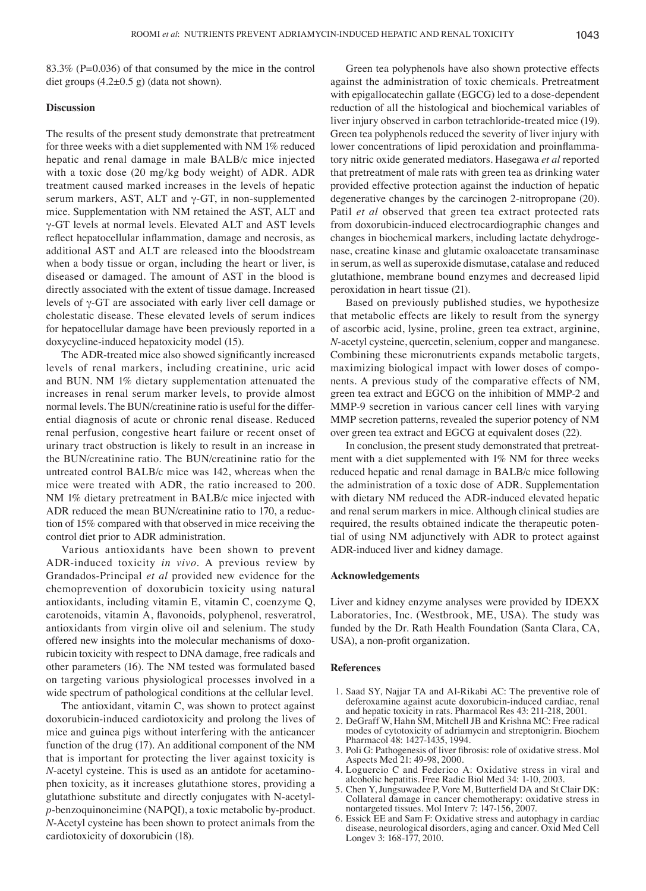83.3% (P=0.036) of that consumed by the mice in the control diet groups (4.2±0.5 g) (data not shown).

## Discussion

The results of the present study demonstrate that pretreatment for three weeks with a diet supplemented with NM 1% reduced hepatic and renal damage in male BALB/c mice injected with a toxic dose (20 mg/kg body weight) of ADR. ADR treatment caused marked increases in the levels of hepatic serum markers, AST, ALT and γ-GT, in non-supplemented mice. Supplementation with NM retained the AST, ALT and γ-GT levels at normal levels. Elevated ALT and AST levels reflect hepatocellular inflammation, damage and necrosis, as additional AST and ALT are released into the bloodstream when a body tissue or organ, including the heart or liver, is diseased or damaged. The amount of AST in the blood is directly associated with the extent of tissue damage. Increased levels of γ-GT are associated with early liver cell damage or cholestatic disease. These elevated levels of serum indices for hepatocellular damage have been previously reported in a doxycycline-induced hepatoxicity model (15).

The ADR-treated mice also showed significantly increased levels of renal markers, including creatinine, uric acid and BUN. NM 1% dietary supplementation attenuated the increases in renal serum marker levels, to provide almost normal levels. The BUN/creatinine ratio is useful for the differential diagnosis of acute or chronic renal disease. Reduced renal perfusion, congestive heart failure or recent onset of urinary tract obstruction is likely to result in an increase in the BUN/creatinine ratio. The BUN/creatinine ratio for the untreated control BALB/c mice was 142, whereas when the mice were treated with ADR, the ratio increased to 200. NM 1% dietary pretreatment in BALB/c mice injected with ADR reduced the mean BUN/creatinine ratio to 170, a reduction of 15% compared with that observed in mice receiving the control diet prior to ADR administration.

Various antioxidants have been shown to prevent ADR-induced toxicity *in vivo*. A previous review by Grandados-Principal *et al* provided new evidence for the chemoprevention of doxorubicin toxicity using natural antioxidants, including vitamin E, vitamin C, coenzyme Q, carotenoids, vitamin A, flavonoids, polyphenol, resveratrol, antioxidants from virgin olive oil and selenium. The study offered new insights into the molecular mechanisms of doxorubicin toxicity with respect to DNA damage, free radicals and other parameters (16). The NM tested was formulated based on targeting various physiological processes involved in a wide spectrum of pathological conditions at the cellular level.

The antioxidant, vitamin C, was shown to protect against doxorubicin-induced cardiotoxicity and prolong the lives of mice and guinea pigs without interfering with the anticancer function of the drug (17). An additional component of the NM that is important for protecting the liver against toxicity is *N*-acetyl cysteine. This is used as an antidote for acetaminophen toxicity, as it increases glutathione stores, providing a glutathione substitute and directly conjugates with N-acetyl-*p*-benzoquinoneimine (NAPQI), a toxic metabolic by-product. *N*-Acetyl cysteine has been shown to protect animals from the cardiotoxicity of doxorubicin (18).

Green tea polyphenols have also shown protective effects against the administration of toxic chemicals. Pretreatment with epigallocatechin gallate (EGCG) led to a dose-dependent reduction of all the histological and biochemical variables of liver injury observed in carbon tetrachloride-treated mice (19). Green tea polyphenols reduced the severity of liver injury with lower concentrations of lipid peroxidation and proinflammatory nitric oxide generated mediators. Hasegawa *et al* reported that pretreatment of male rats with green tea as drinking water provided effective protection against the induction of hepatic degenerative changes by the carcinogen 2-nitropropane (20). Patil *et al* observed that green tea extract protected rats from doxorubicin-induced electrocardiographic changes and changes in biochemical markers, including lactate dehydrogenase, creatine kinase and glutamic oxaloacetate transaminase in serum, as well as superoxide dismutase, catalase and reduced glutathione, membrane bound enzymes and decreased lipid peroxidation in heart tissue (21).

Based on previously published studies, we hypothesize that metabolic effects are likely to result from the synergy of ascorbic acid, lysine, proline, green tea extract, arginine, *N*-acetyl cysteine, quercetin, selenium, copper and manganese. Combining these micronutrients expands metabolic targets, maximizing biological impact with lower doses of components. A previous study of the comparative effects of NM, green tea extract and EGCG on the inhibition of MMP-2 and MMP-9 secretion in various cancer cell lines with varying MMP secretion patterns, revealed the superior potency of NM over green tea extract and EGCG at equivalent doses (22).

In conclusion, the present study demonstrated that pretreatment with a diet supplemented with 1% NM for three weeks reduced hepatic and renal damage in BALB/c mice following the administration of a toxic dose of ADR. Supplementation with dietary NM reduced the ADR-induced elevated hepatic and renal serum markers in mice. Although clinical studies are required, the results obtained indicate the therapeutic potential of using NM adjunctively with ADR to protect against ADR-induced liver and kidney damage.

## Acknowledgements

Liver and kidney enzyme analyses were provided by IDEXX Laboratories, Inc. (Westbrook, ME, USA). The study was funded by the Dr. Rath Health Foundation (Santa Clara, CA, USA), a non-profit organization.

## References

1. Saad SY, Najjar TA and Al-Rikabi AC: The preventive role of deferoxamine against acute doxorubicin-induced cardiac, renal and hepatic toxicity in rats. Pharmacol Res 43: 211-218, 2001.
2. DeGraff W, Hahn SM, Mitchell JB and Krishna MC: Free radical modes of cytotoxicity of adriamycin and streptonigrin. Biochem Pharmacol 48: 1427-1435, 1994.
3. Poli G: Pathogenesis of liver fibrosis: role of oxidative stress. Mol Aspects Med 21: 49-98, 2000.
4. Loguercio C and Federico A: Oxidative stress in viral and alcoholic hepatitis. Free Radic Biol Med 34: 1-10, 2003.
5. Chen Y, Jungsuwadee P, Vore M, Butterfield DA and St Clair DK: Collateral damage in cancer chemotherapy: oxidative stress in nontargeted tissues. Mol Interv 7: 147-156, 2007.
6. Essick EE and Sam F: Oxidative stress and autophagy in cardiac disease, neurological disorders, aging and cancer. Oxid Med Cell Longev 3: 168-177, 2010.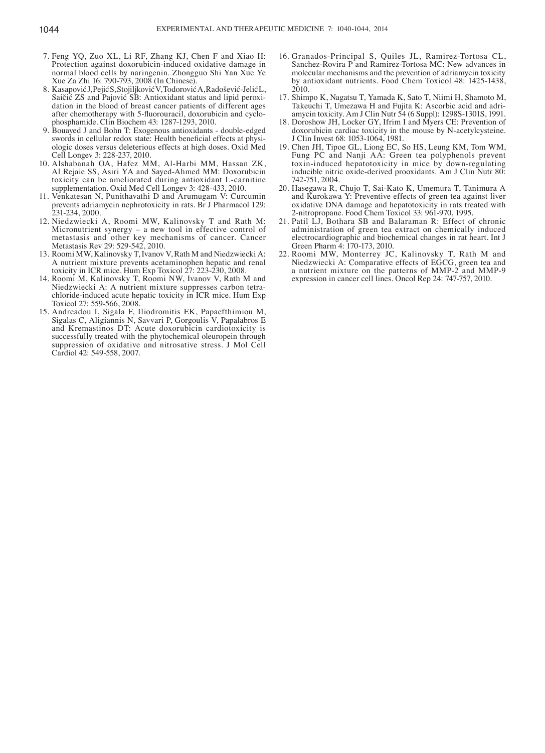7. Feng YQ, Zuo XL, Li RF, Zhang KJ, Chen F and Xiao H: Protection against doxorubicin-induced oxidative damage in normal blood cells by naringenin. Zhongguo Shi Yan Xue Ye Xue Za Zhi 16: 790-793, 2008 (In Chinese).
8. Kasapović J, Pejić S, Stojiljković V, Todorović A, Radošević-Jelić L, Saičić ZS and Pajović SB: Antioxidant status and lipid peroxidation in the blood of breast cancer patients of different ages after chemotherapy with 5-fluorouracil, doxorubicin and cyclophosphamide. Clin Biochem 43: 1287-1293, 2010.
9. Bouayed J and Bohn T: Exogenous antioxidants - double-edged swords in cellular redox state: Health beneficial effects at physiologic doses versus deleterious effects at high doses. Oxid Med Cell Longev 3: 228-237, 2010.
10. Alshabanah OA, Hafez MM, Al-Harbi MM, Hassan ZK, Al Rejaie SS, Asiri YA and Sayed-Ahmed MM: Doxorubicin toxicity can be ameliorated during antioxidant L-carnitine supplementation. Oxid Med Cell Longev 3: 428-433, 2010.
11. Venkatesan N, Punithavathi D and Arumugam V: Curcumin prevents adriamycin nephrotoxicity in rats. Br J Pharmacol 129: 231-234, 2000.
12. Niedzwiecki A, Roomi MW, Kalinovsky T and Rath M: Micronutrient synergy – a new tool in effective control of metastasis and other key mechanisms of cancer. Cancer Metastasis Rev 29: 529-542, 2010.
13. Roomi MW, Kalinovsky T, Ivanov V, Rath M and Niedzwiecki A: A nutrient mixture prevents acetaminophen hepatic and renal toxicity in ICR mice. Hum Exp Toxicol 27: 223-230, 2008.
14. Roomi M, Kalinovsky T, Roomi NW, Ivanov V, Rath M and Niedzwiecki A: A nutrient mixture suppresses carbon tetrachloride-induced acute hepatic toxicity in ICR mice. Hum Exp Toxicol 27: 559-566, 2008.
15. Andreadou I, Sigala F, Iliodromitis EK, Papaefthimiou M, Sigalas C, Aligiannis N, Savvari P, Gorgoulis V, Papalabros E and Kremastinos DT: Acute doxorubicin cardiotoxicity is successfully treated with the phytochemical oleuropein through suppression of oxidative and nitrosative stress. J Mol Cell Cardiol 42: 549-558, 2007.
16. Granados-Principal S, Quiles JL, Ramirez-Tortosa CL, Sanchez-Rovira P and Ramirez-Tortosa MC: New advances in molecular mechanisms and the prevention of adriamycin toxicity by antioxidant nutrients. Food Chem Toxicol 48: 1425-1438, 2010.
17. Shimpo K, Nagatsu T, Yamada K, Sato T, Niimi H, Shamoto M, Takeuchi T, Umezawa H and Fujita K: Ascorbic acid and adriamycin toxicity. Am J Clin Nutr 54 (6 Suppl): 1298S-1301S, 1991.
18. Doroshow JH, Locker GY, Ifrim I and Myers CE: Prevention of doxorubicin cardiac toxicity in the mouse by N-acetylcysteine. J Clin Invest 68: 1053-1064, 1981.
19. Chen JH, Tipoe GL, Liong EC, So HS, Leung KM, Tom WM, Fung PC and Nanji AA: Green tea polyphenols prevent toxin-induced hepatotoxicity in mice by down-regulating inducible nitric oxide-derived prooxidants. Am J Clin Nutr 80: 742-751, 2004.
20. Hasegawa R, Chujo T, Sai-Kato K, Umemura T, Tanimura A and Kurokawa Y: Preventive effects of green tea against liver oxidative DNA damage and hepatotoxicity in rats treated with 2-nitropropane. Food Chem Toxicol 33: 961-970, 1995.
21. Patil LJ, Bothara SB and Balaraman R: Effect of chronic administration of green tea extract on chemically induced electrocardiographic and biochemical changes in rat heart. Int J Green Pharm 4: 170-173, 2010.
22. Roomi MW, Monterrey JC, Kalinovsky T, Rath M and Niedzwiecki A: Comparative effects of EGCG, green tea and a nutrient mixture on the patterns of MMP-2 and MMP-9 expression in cancer cell lines. Oncol Rep 24: 747-757, 2010.